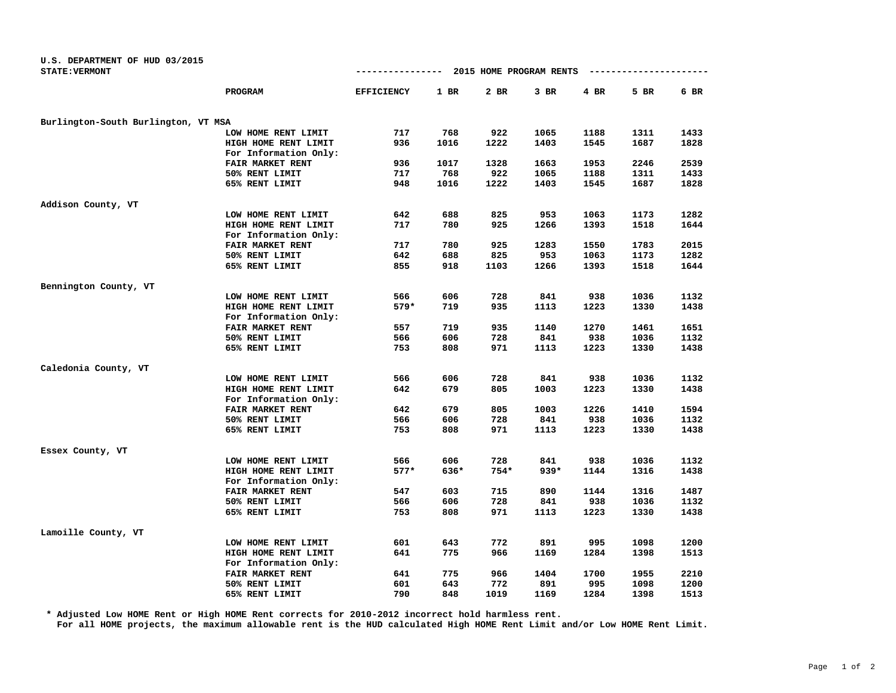U.S. DEPARTMENT OF HUD 03/2015
STATE:VERMONT

## 2015 HOME PROGRAM RENTS

| | PROGRAM | EFFICIENCY | 1 BR | 2 BR | 3 BR | 4 BR | 5 BR | 6 BR |
|---|---|---|---|---|---|---|---|---|
| **Burlington-South Burlington, VT MSA** | | | | | | | | |
| | LOW HOME RENT LIMIT | 717 | 768 | 922 | 1065 | 1188 | 1311 | 1433 |
| | HIGH HOME RENT LIMIT | 936 | 1016 | 1222 | 1403 | 1545 | 1687 | 1828 |
| | For Information Only: | | | | | | | |
| | FAIR MARKET RENT | 936 | 1017 | 1328 | 1663 | 1953 | 2246 | 2539 |
| | 50% RENT LIMIT | 717 | 768 | 922 | 1065 | 1188 | 1311 | 1433 |
| | 65% RENT LIMIT | 948 | 1016 | 1222 | 1403 | 1545 | 1687 | 1828 |
| **Addison County, VT** | | | | | | | | |
| | LOW HOME RENT LIMIT | 642 | 688 | 825 | 953 | 1063 | 1173 | 1282 |
| | HIGH HOME RENT LIMIT | 717 | 780 | 925 | 1266 | 1393 | 1518 | 1644 |
| | For Information Only: | | | | | | | |
| | FAIR MARKET RENT | 717 | 780 | 925 | 1283 | 1550 | 1783 | 2015 |
| | 50% RENT LIMIT | 642 | 688 | 825 | 953 | 1063 | 1173 | 1282 |
| | 65% RENT LIMIT | 855 | 918 | 1103 | 1266 | 1393 | 1518 | 1644 |
| **Bennington County, VT** | | | | | | | | |
| | LOW HOME RENT LIMIT | 566 | 606 | 728 | 841 | 938 | 1036 | 1132 |
| | HIGH HOME RENT LIMIT | 579* | 719 | 935 | 1113 | 1223 | 1330 | 1438 |
| | For Information Only: | | | | | | | |
| | FAIR MARKET RENT | 557 | 719 | 935 | 1140 | 1270 | 1461 | 1651 |
| | 50% RENT LIMIT | 566 | 606 | 728 | 841 | 938 | 1036 | 1132 |
| | 65% RENT LIMIT | 753 | 808 | 971 | 1113 | 1223 | 1330 | 1438 |
| **Caledonia County, VT** | | | | | | | | |
| | LOW HOME RENT LIMIT | 566 | 606 | 728 | 841 | 938 | 1036 | 1132 |
| | HIGH HOME RENT LIMIT | 642 | 679 | 805 | 1003 | 1223 | 1330 | 1438 |
| | For Information Only: | | | | | | | |
| | FAIR MARKET RENT | 642 | 679 | 805 | 1003 | 1226 | 1410 | 1594 |
| | 50% RENT LIMIT | 566 | 606 | 728 | 841 | 938 | 1036 | 1132 |
| | 65% RENT LIMIT | 753 | 808 | 971 | 1113 | 1223 | 1330 | 1438 |
| **Essex County, VT** | | | | | | | | |
| | LOW HOME RENT LIMIT | 566 | 606 | 728 | 841 | 938 | 1036 | 1132 |
| | HIGH HOME RENT LIMIT | 577* | 636* | 754* | 939* | 1144 | 1316 | 1438 |
| | For Information Only: | | | | | | | |
| | FAIR MARKET RENT | 547 | 603 | 715 | 890 | 1144 | 1316 | 1487 |
| | 50% RENT LIMIT | 566 | 606 | 728 | 841 | 938 | 1036 | 1132 |
| | 65% RENT LIMIT | 753 | 808 | 971 | 1113 | 1223 | 1330 | 1438 |
| **Lamoille County, VT** | | | | | | | | |
| | LOW HOME RENT LIMIT | 601 | 643 | 772 | 891 | 995 | 1098 | 1200 |
| | HIGH HOME RENT LIMIT | 641 | 775 | 966 | 1169 | 1284 | 1398 | 1513 |
| | For Information Only: | | | | | | | |
| | FAIR MARKET RENT | 641 | 775 | 966 | 1404 | 1700 | 1955 | 2210 |
| | 50% RENT LIMIT | 601 | 643 | 772 | 891 | 995 | 1098 | 1200 |
| | 65% RENT LIMIT | 790 | 848 | 1019 | 1169 | 1284 | 1398 | 1513 |

\* Adjusted Low HOME Rent or High HOME Rent corrects for 2010-2012 incorrect hold harmless rent.
For all HOME projects, the maximum allowable rent is the HUD calculated High HOME Rent Limit and/or Low HOME Rent Limit.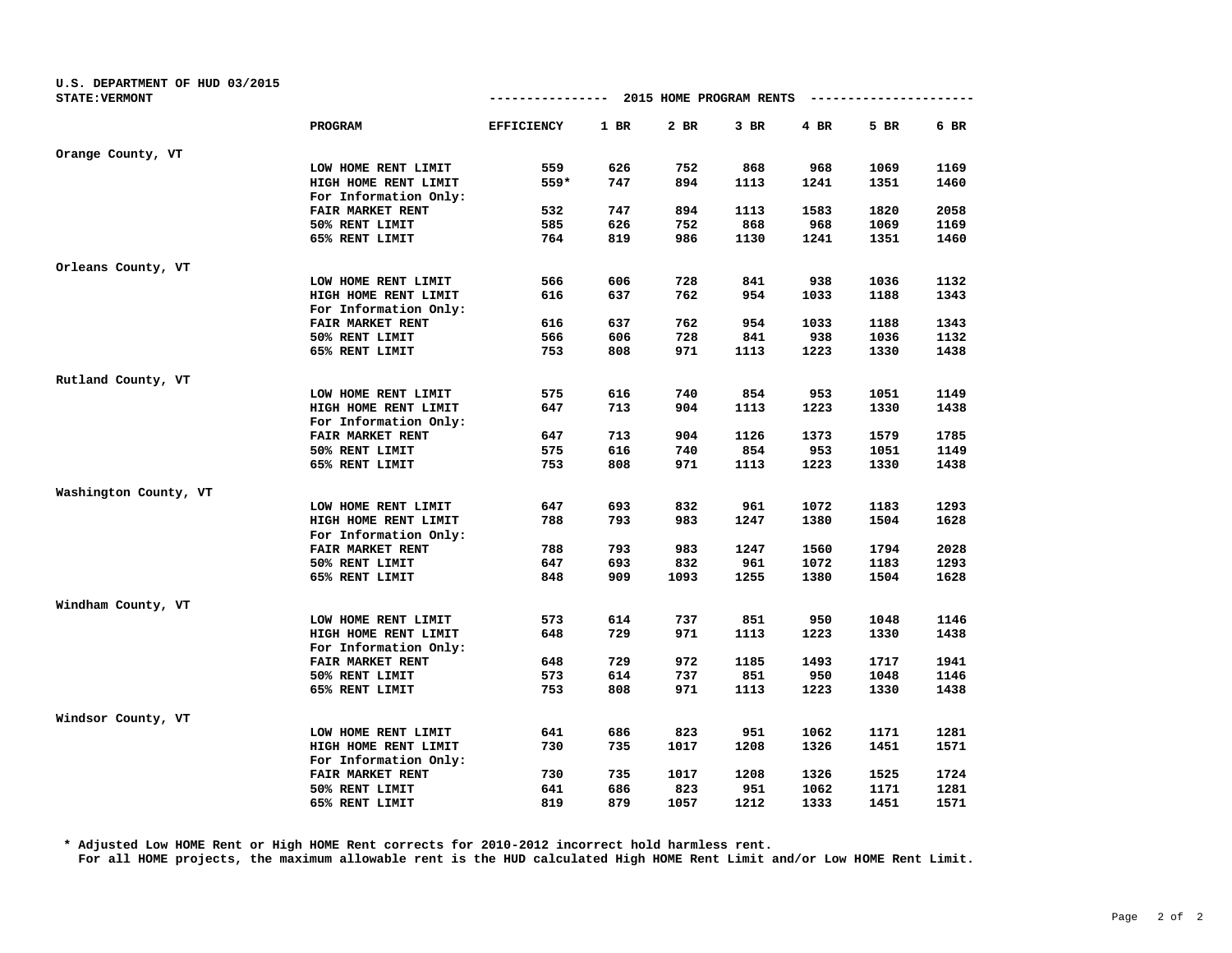U.S. DEPARTMENT OF HUD 03/2015
STATE:VERMONT

## 2015 HOME PROGRAM RENTS

| | PROGRAM | EFFICIENCY | 1 BR | 2 BR | 3 BR | 4 BR | 5 BR | 6 BR |
|---|---|---|---|---|---|---|---|---|
| Orange County, VT | | | | | | | | |
| | LOW HOME RENT LIMIT | 559 | 626 | 752 | 868 | 968 | 1069 | 1169 |
| | HIGH HOME RENT LIMIT | 559* | 747 | 894 | 1113 | 1241 | 1351 | 1460 |
| | For Information Only: | | | | | | | |
| | FAIR MARKET RENT | 532 | 747 | 894 | 1113 | 1583 | 1820 | 2058 |
| | 50% RENT LIMIT | 585 | 626 | 752 | 868 | 968 | 1069 | 1169 |
| | 65% RENT LIMIT | 764 | 819 | 986 | 1130 | 1241 | 1351 | 1460 |
| Orleans County, VT | | | | | | | | |
| | LOW HOME RENT LIMIT | 566 | 606 | 728 | 841 | 938 | 1036 | 1132 |
| | HIGH HOME RENT LIMIT | 616 | 637 | 762 | 954 | 1033 | 1188 | 1343 |
| | For Information Only: | | | | | | | |
| | FAIR MARKET RENT | 616 | 637 | 762 | 954 | 1033 | 1188 | 1343 |
| | 50% RENT LIMIT | 566 | 606 | 728 | 841 | 938 | 1036 | 1132 |
| | 65% RENT LIMIT | 753 | 808 | 971 | 1113 | 1223 | 1330 | 1438 |
| Rutland County, VT | | | | | | | | |
| | LOW HOME RENT LIMIT | 575 | 616 | 740 | 854 | 953 | 1051 | 1149 |
| | HIGH HOME RENT LIMIT | 647 | 713 | 904 | 1113 | 1223 | 1330 | 1438 |
| | For Information Only: | | | | | | | |
| | FAIR MARKET RENT | 647 | 713 | 904 | 1126 | 1373 | 1579 | 1785 |
| | 50% RENT LIMIT | 575 | 616 | 740 | 854 | 953 | 1051 | 1149 |
| | 65% RENT LIMIT | 753 | 808 | 971 | 1113 | 1223 | 1330 | 1438 |
| Washington County, VT | | | | | | | | |
| | LOW HOME RENT LIMIT | 647 | 693 | 832 | 961 | 1072 | 1183 | 1293 |
| | HIGH HOME RENT LIMIT | 788 | 793 | 983 | 1247 | 1380 | 1504 | 1628 |
| | For Information Only: | | | | | | | |
| | FAIR MARKET RENT | 788 | 793 | 983 | 1247 | 1560 | 1794 | 2028 |
| | 50% RENT LIMIT | 647 | 693 | 832 | 961 | 1072 | 1183 | 1293 |
| | 65% RENT LIMIT | 848 | 909 | 1093 | 1255 | 1380 | 1504 | 1628 |
| Windham County, VT | | | | | | | | |
| | LOW HOME RENT LIMIT | 573 | 614 | 737 | 851 | 950 | 1048 | 1146 |
| | HIGH HOME RENT LIMIT | 648 | 729 | 971 | 1113 | 1223 | 1330 | 1438 |
| | For Information Only: | | | | | | | |
| | FAIR MARKET RENT | 648 | 729 | 972 | 1185 | 1493 | 1717 | 1941 |
| | 50% RENT LIMIT | 573 | 614 | 737 | 851 | 950 | 1048 | 1146 |
| | 65% RENT LIMIT | 753 | 808 | 971 | 1113 | 1223 | 1330 | 1438 |
| Windsor County, VT | | | | | | | | |
| | LOW HOME RENT LIMIT | 641 | 686 | 823 | 951 | 1062 | 1171 | 1281 |
| | HIGH HOME RENT LIMIT | 730 | 735 | 1017 | 1208 | 1326 | 1451 | 1571 |
| | For Information Only: | | | | | | | |
| | FAIR MARKET RENT | 730 | 735 | 1017 | 1208 | 1326 | 1525 | 1724 |
| | 50% RENT LIMIT | 641 | 686 | 823 | 951 | 1062 | 1171 | 1281 |
| | 65% RENT LIMIT | 819 | 879 | 1057 | 1212 | 1333 | 1451 | 1571 |

\* Adjusted Low HOME Rent or High HOME Rent corrects for 2010-2012 incorrect hold harmless rent.
For all HOME projects, the maximum allowable rent is the HUD calculated High HOME Rent Limit and/or Low HOME Rent Limit.